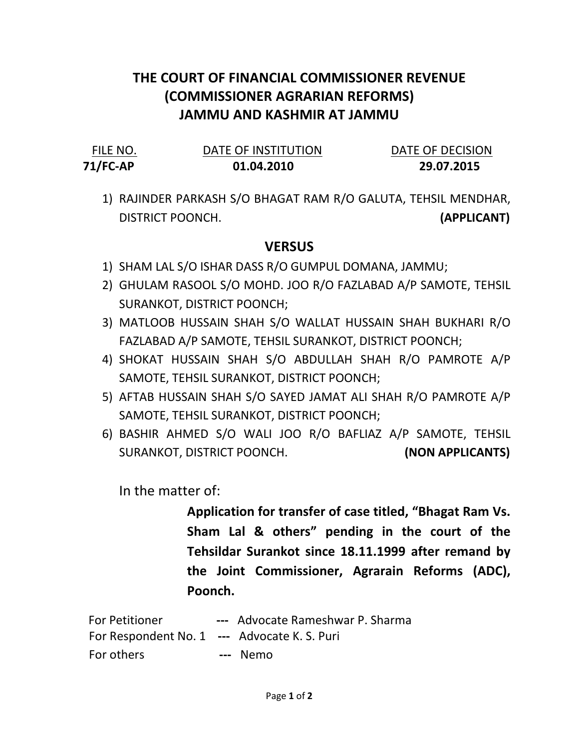# THE COURT OF FINANCIAL COMMISSIONER REVENUE (COMMISSIONER AGRARIAN REFORMS) JAMMU AND KASHMIR AT JAMMU

| FILE NO. | DATE OF INSTITUTION | DATE OF DECISION |
|---|---|---|
| **71/FC-AP** | **01.04.2010** | **29.07.2015** |

1) RAJINDER PARKASH S/O BHAGAT RAM R/O GALUTA, TEHSIL MENDHAR, DISTRICT POONCH. **(APPLICANT)**

## VERSUS

1) SHAM LAL S/O ISHAR DASS R/O GUMPUL DOMANA, JAMMU;
2) GHULAM RASOOL S/O MOHD. JOO R/O FAZLABAD A/P SAMOTE, TEHSIL SURANKOT, DISTRICT POONCH;
3) MATLOOB HUSSAIN SHAH S/O WALLAT HUSSAIN SHAH BUKHARI R/O FAZLABAD A/P SAMOTE, TEHSIL SURANKOT, DISTRICT POONCH;
4) SHOKAT HUSSAIN SHAH S/O ABDULLAH SHAH R/O PAMROTE A/P SAMOTE, TEHSIL SURANKOT, DISTRICT POONCH;
5) AFTAB HUSSAIN SHAH S/O SAYED JAMAT ALI SHAH R/O PAMROTE A/P SAMOTE, TEHSIL SURANKOT, DISTRICT POONCH;
6) BASHIR AHMED S/O WALI JOO R/O BAFLIAZ A/P SAMOTE, TEHSIL SURANKOT, DISTRICT POONCH. **(NON APPLICANTS)**

In the matter of:

**Application for transfer of case titled, "Bhagat Ram Vs. Sham Lal & others" pending in the court of the Tehsildar Surankot since 18.11.1999 after remand by the Joint Commissioner, Agrarain Reforms (ADC), Poonch.**

For Petitioner --- Advocate Rameshwar P. Sharma

For Respondent No. 1 --- Advocate K. S. Puri

For others --- Nemo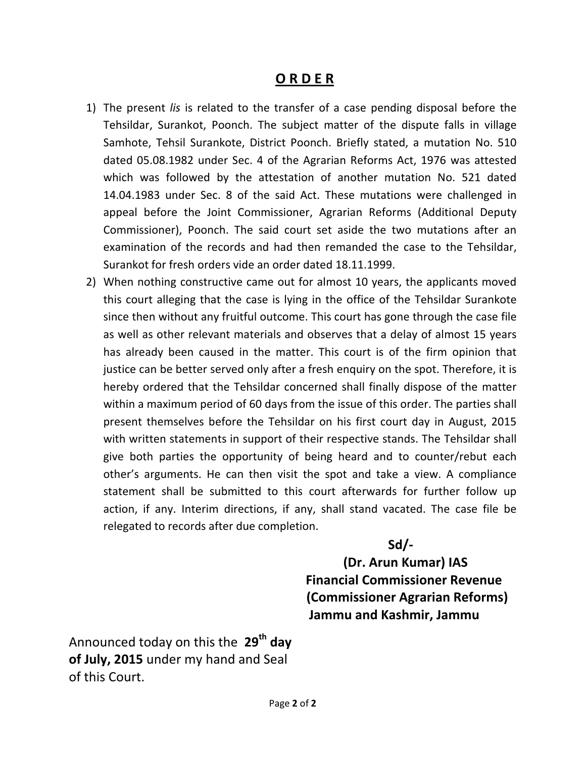# **O R D E R**

1) The present *lis* is related to the transfer of a case pending disposal before the Tehsildar, Surankot, Poonch. The subject matter of the dispute falls in village Samhote, Tehsil Surankote, District Poonch. Briefly stated, a mutation No. 510 dated 05.08.1982 under Sec. 4 of the Agrarian Reforms Act, 1976 was attested which was followed by the attestation of another mutation No. 521 dated 14.04.1983 under Sec. 8 of the said Act. These mutations were challenged in appeal before the Joint Commissioner, Agrarian Reforms (Additional Deputy Commissioner), Poonch. The said court set aside the two mutations after an examination of the records and had then remanded the case to the Tehsildar, Surankot for fresh orders vide an order dated 18.11.1999.

2) When nothing constructive came out for almost 10 years, the applicants moved this court alleging that the case is lying in the office of the Tehsildar Surankote since then without any fruitful outcome. This court has gone through the case file as well as other relevant materials and observes that a delay of almost 15 years has already been caused in the matter. This court is of the firm opinion that justice can be better served only after a fresh enquiry on the spot. Therefore, it is hereby ordered that the Tehsildar concerned shall finally dispose of the matter within a maximum period of 60 days from the issue of this order. The parties shall present themselves before the Tehsildar on his first court day in August, 2015 with written statements in support of their respective stands. The Tehsildar shall give both parties the opportunity of being heard and to counter/rebut each other's arguments. He can then visit the spot and take a view. A compliance statement shall be submitted to this court afterwards for further follow up action, if any. Interim directions, if any, shall stand vacated. The case file be relegated to records after due completion.

**Sd/-**

**(Dr. Arun Kumar) IAS**
**Financial Commissioner Revenue**
**(Commissioner Agrarian Reforms)**
**Jammu and Kashmir, Jammu**

Announced today on this the **29th day of July, 2015** under my hand and Seal of this Court.